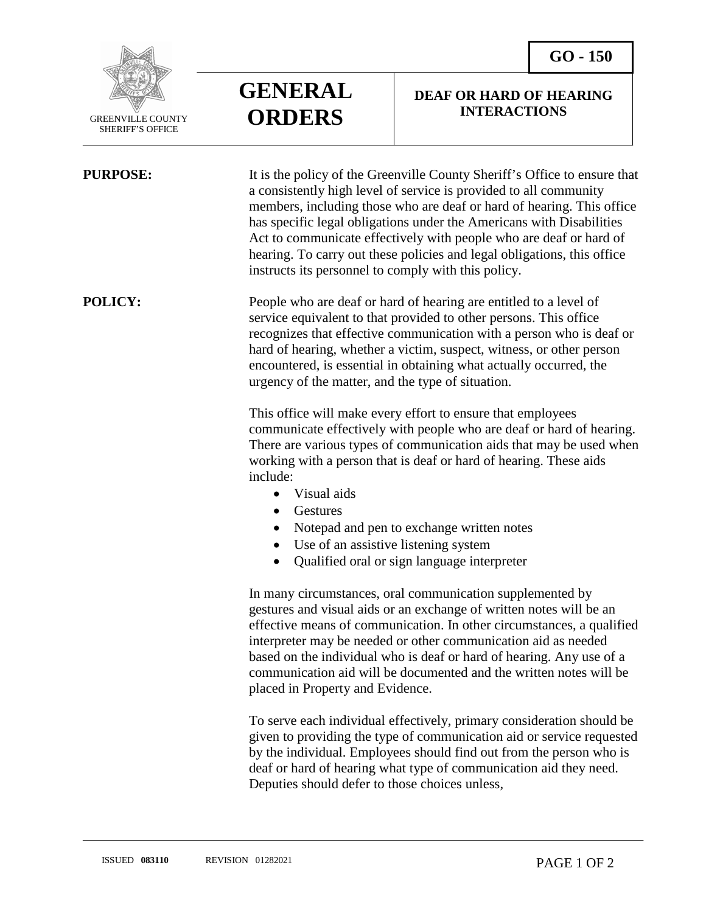**GO - 150**

GREENVILLE COUNTY SHERIFF'S OFFICE

# GENERAL ORDERS

## DEAF OR HARD OF HEARING INTERACTIONS

**PURPOSE:**

It is the policy of the Greenville County Sheriff's Office to ensure that a consistently high level of service is provided to all community members, including those who are deaf or hard of hearing. This office has specific legal obligations under the Americans with Disabilities Act to communicate effectively with people who are deaf or hard of hearing. To carry out these policies and legal obligations, this office instructs its personnel to comply with this policy.

**POLICY:**

People who are deaf or hard of hearing are entitled to a level of service equivalent to that provided to other persons. This office recognizes that effective communication with a person who is deaf or hard of hearing, whether a victim, suspect, witness, or other person encountered, is essential in obtaining what actually occurred, the urgency of the matter, and the type of situation.

This office will make every effort to ensure that employees communicate effectively with people who are deaf or hard of hearing. There are various types of communication aids that may be used when working with a person that is deaf or hard of hearing. These aids include:

- Visual aids
- Gestures
- Notepad and pen to exchange written notes
- Use of an assistive listening system
- Qualified oral or sign language interpreter

In many circumstances, oral communication supplemented by gestures and visual aids or an exchange of written notes will be an effective means of communication. In other circumstances, a qualified interpreter may be needed or other communication aid as needed based on the individual who is deaf or hard of hearing. Any use of a communication aid will be documented and the written notes will be placed in Property and Evidence.

To serve each individual effectively, primary consideration should be given to providing the type of communication aid or service requested by the individual. Employees should find out from the person who is deaf or hard of hearing what type of communication aid they need. Deputies should defer to those choices unless,

ISSUED **083110** REVISION 01282021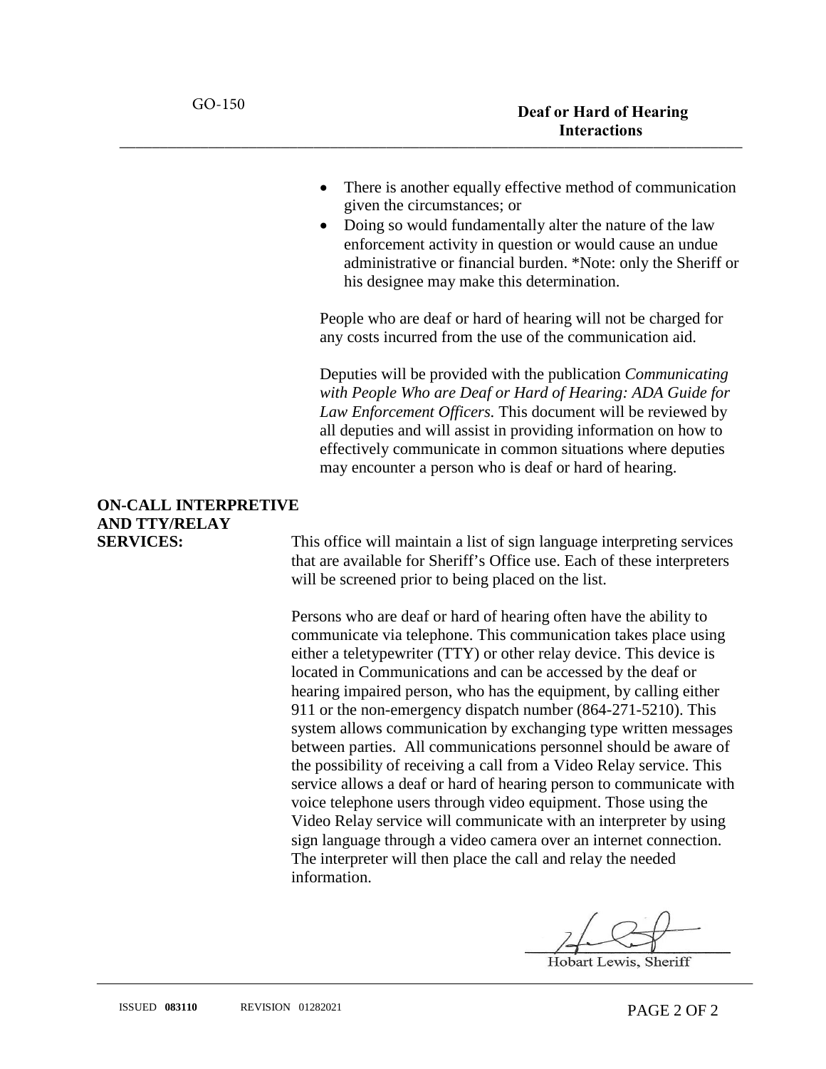- There is another equally effective method of communication given the circumstances; or
- Doing so would fundamentally alter the nature of the law enforcement activity in question or would cause an undue administrative or financial burden. *Note: only the Sheriff or his designee may make this determination.

People who are deaf or hard of hearing will not be charged for any costs incurred from the use of the communication aid.

Deputies will be provided with the publication *Communicating with People Who are Deaf or Hard of Hearing: ADA Guide for Law Enforcement Officers.* This document will be reviewed by all deputies and will assist in providing information on how to effectively communicate in common situations where deputies may encounter a person who is deaf or hard of hearing.

**ON-CALL INTERPRETIVE AND TTY/RELAY SERVICES:**

This office will maintain a list of sign language interpreting services that are available for Sheriff's Office use. Each of these interpreters will be screened prior to being placed on the list.

Persons who are deaf or hard of hearing often have the ability to communicate via telephone. This communication takes place using either a teletypewriter (TTY) or other relay device. This device is located in Communications and can be accessed by the deaf or hearing impaired person, who has the equipment, by calling either 911 or the non-emergency dispatch number (864-271-5210). This system allows communication by exchanging type written messages between parties. All communications personnel should be aware of the possibility of receiving a call from a Video Relay service. This service allows a deaf or hard of hearing person to communicate with voice telephone users through video equipment. Those using the Video Relay service will communicate with an interpreter by using sign language through a video camera over an internet connection. The interpreter will then place the call and relay the needed information.

Hobart Lewis, Sheriff

ISSUED **083110** REVISION 01282021